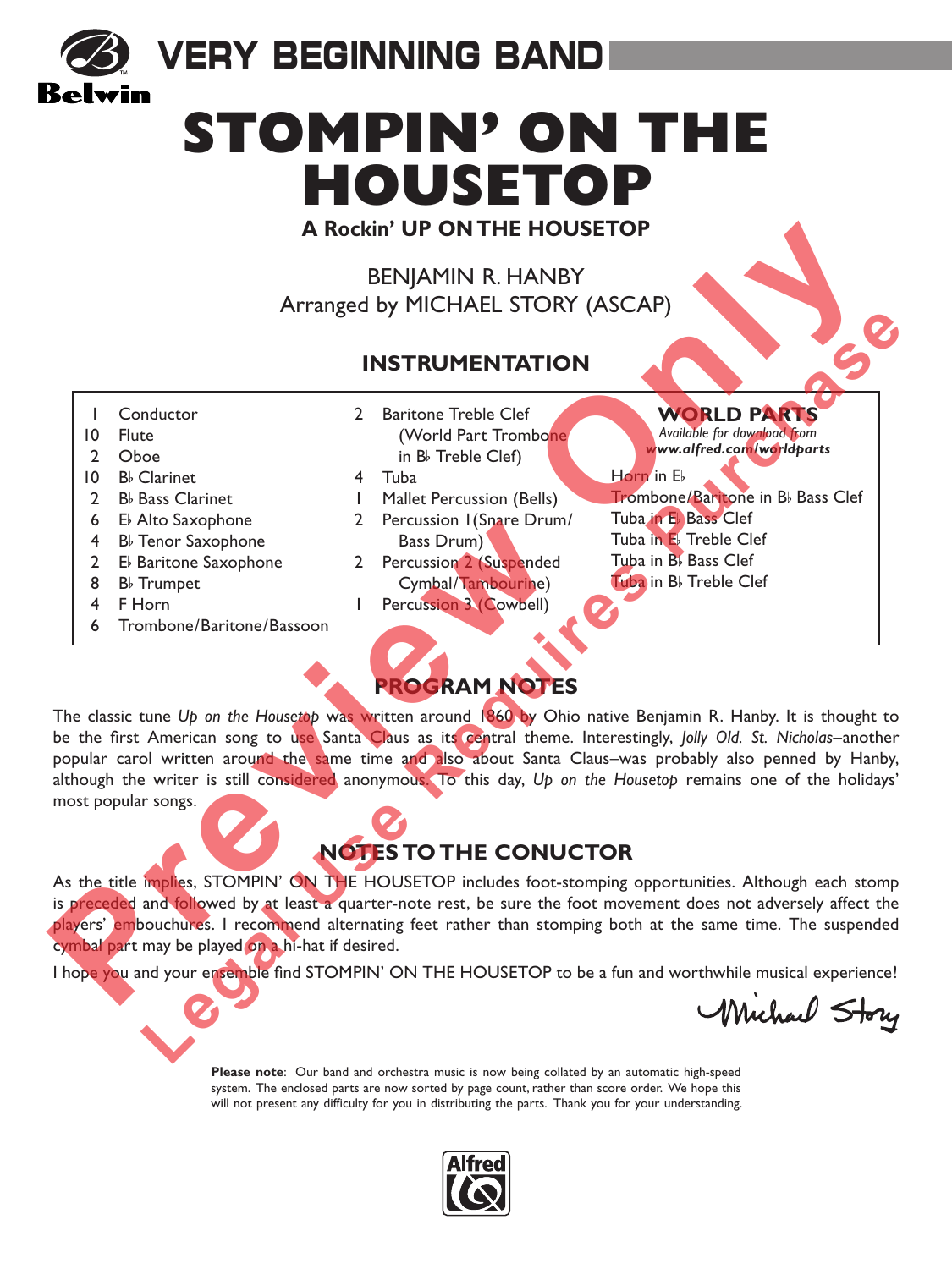VERY BEGINNING BAND

Belwin

# STOMPIN' ON THE HOUSETOP

**A Rockin' UP ON THE HOUSETOP**

BENJAMIN R. HANBY
Arranged by MICHAEL STORY (ASCAP)

## INSTRUMENTATION

- 1 Conductor
- 10 Flute
- 2 Oboe
- 10 B♭ Clarinet
- 2 B♭ Bass Clarinet
- 6 E♭ Alto Saxophone
- 4 B♭ Tenor Saxophone
- 2 E♭ Baritone Saxophone
- 8 B♭ Trumpet
- 4 F Horn
- 6 Trombone/Baritone/Bassoon
- 2 Baritone Treble Clef (World Part Trombone in B♭ Treble Clef)
- 4 Tuba
- 1 Mallet Percussion (Bells)
- 2 Percussion 1 (Snare Drum/Bass Drum)
- 2 Percussion 2 (Suspended Cymbal/Tambourine)
- 1 Percussion 3 (Cowbell)

**WORLD PARTS**
*Available for download from* ***www.alfred.com/worldparts***

- Horn in E♭
- Trombone/Baritone in B♭ Bass Clef
- Tuba in E♭ Bass Clef
- Tuba in E♭ Treble Clef
- Tuba in B♭ Bass Clef
- Tuba in B♭ Treble Clef

## PROGRAM NOTES

The classic tune *Up on the Housetop* was written around 1860 by Ohio native Benjamin R. Hanby. It is thought to be the first American song to use Santa Claus as its central theme. Interestingly, *Jolly Old. St. Nicholas*–another popular carol written around the same time and also about Santa Claus–was probably also penned by Hanby, although the writer is still considered anonymous. To this day, *Up on the Housetop* remains one of the holidays' most popular songs.

## NOTES TO THE CONUCTOR

As the title implies, STOMPIN' ON THE HOUSETOP includes foot-stomping opportunities. Although each stomp is preceded and followed by at least a quarter-note rest, be sure the foot movement does not adversely affect the players' embouchures. I recommend alternating feet rather than stomping both at the same time. The suspended cymbal part may be played on a hi-hat if desired.

I hope you and your ensemble find STOMPIN' ON THE HOUSETOP to be a fun and worthwhile musical experience!

Michael Story

**Please note**: Our band and orchestra music is now being collated by an automatic high-speed system. The enclosed parts are now sorted by page count, rather than score order. We hope this will not present any difficulty for you in distributing the parts. Thank you for your understanding.

Alfred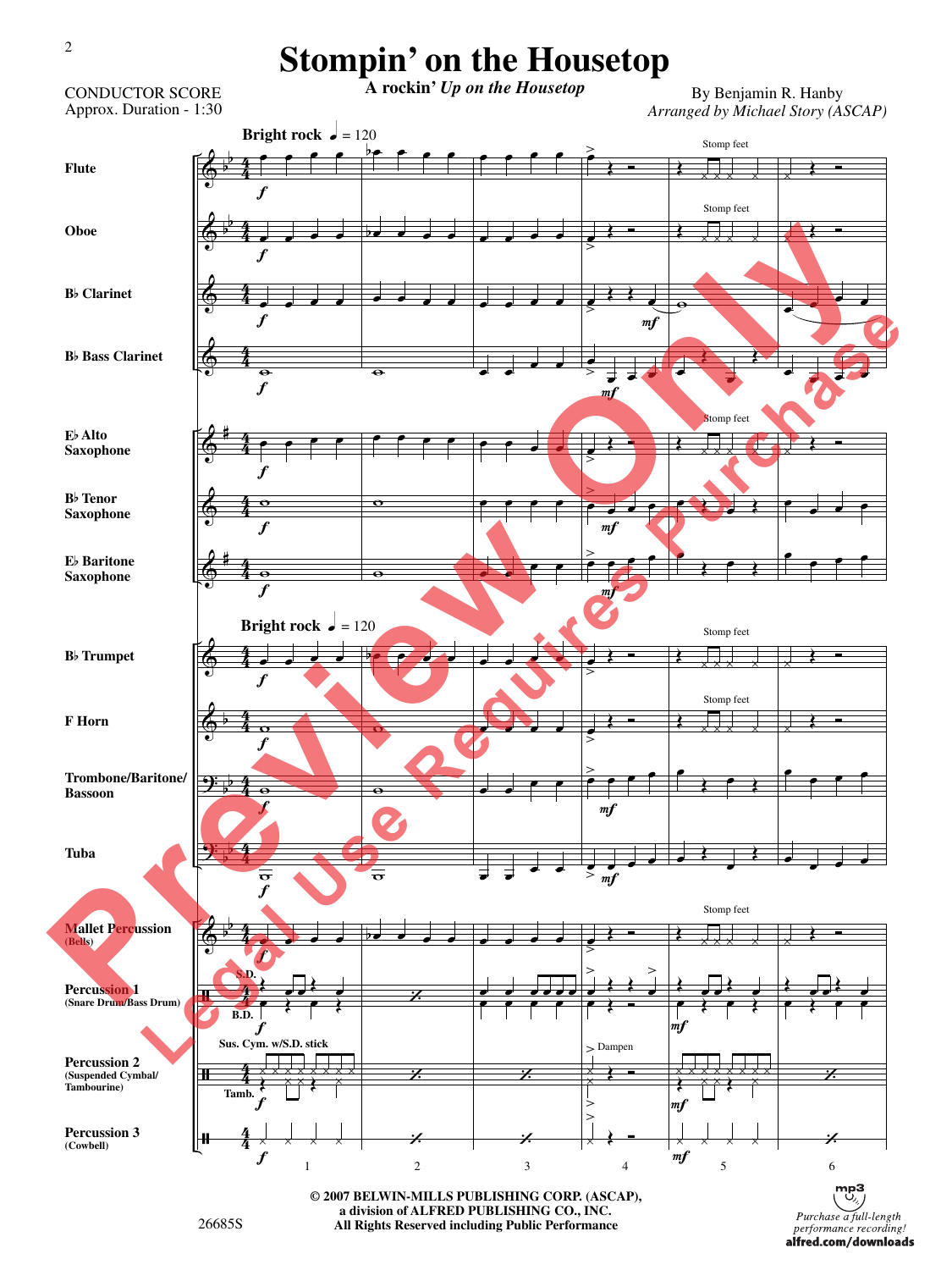# Stompin' on the Housetop

**A rockin' *Up on the Housetop***

CONDUCTOR SCORE
Approx. Duration - 1:30

By Benjamin R. Hanby
*Arranged by Michael Story (ASCAP)*

**Bright rock** ♩ = 120

Flute
Oboe
B♭ Clarinet
B♭ Bass Clarinet
E♭ Alto Saxophone
B♭ Tenor Saxophone
E♭ Baritone Saxophone
B♭ Trumpet
F Horn
Trombone/Baritone/Bassoon
Tuba
Mallet Percussion (Bells)
Percussion 1 (Snare Drum/Bass Drum)
Percussion 2 (Suspended Cymbal/Tambourine)
Percussion 3 (Cowbell)

Stomp feet

S.D.
B.D.
Sus. Cym. w/S.D. stick
Tamb.
Dampen

1 2 3 4 5 6

© 2007 BELWIN-MILLS PUBLISHING CORP. (ASCAP),
a division of ALFRED PUBLISHING CO., INC.
All Rights Reserved including Public Performance

26685S

*Purchase a full-length performance recording!*
**alfred.com/downloads**

Preview Only
Legal Use Requires Purchase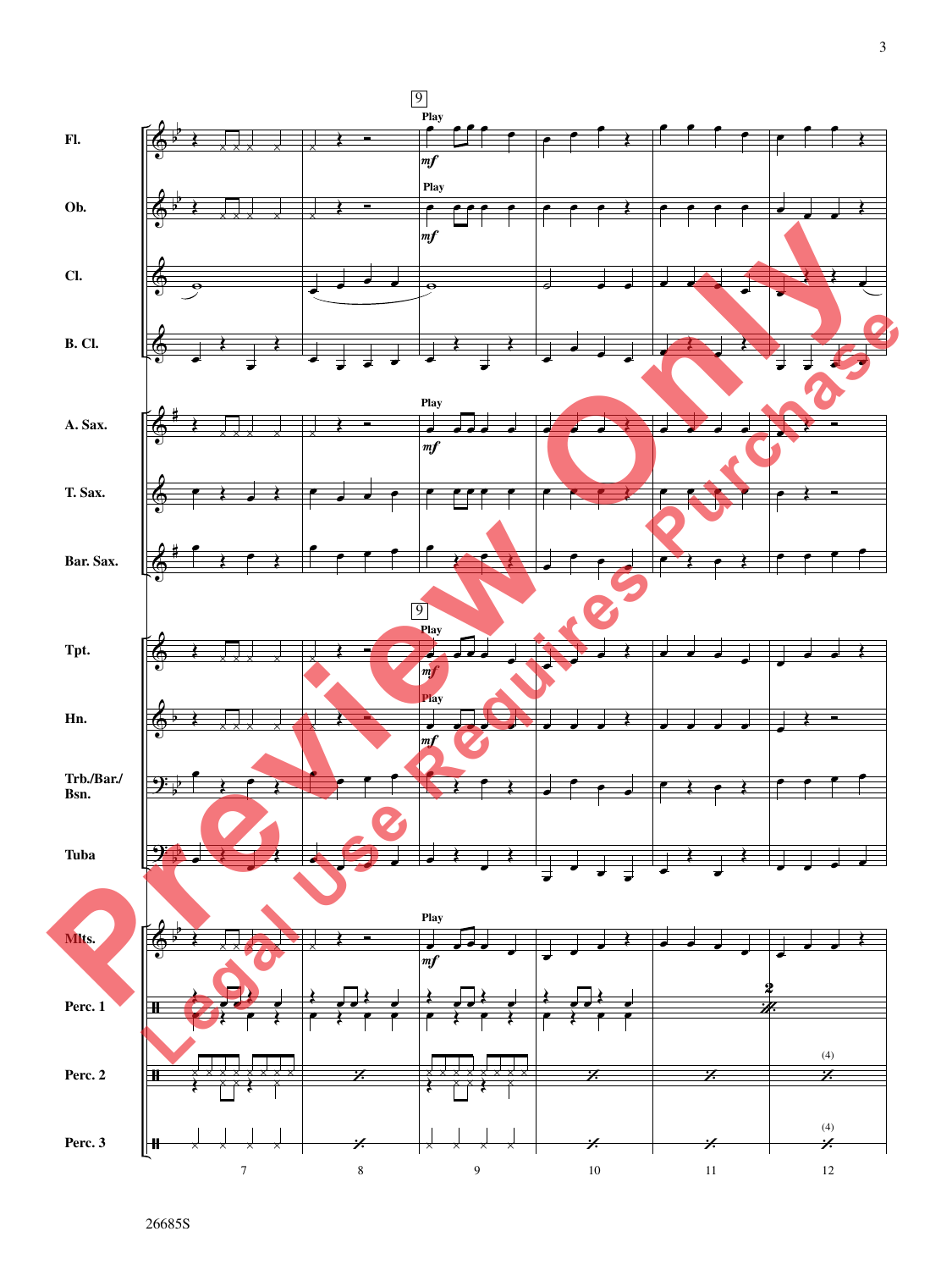9

Fl.

Ob.

Cl.

B. Cl.

A. Sax.

T. Sax.

Bar. Sax.

Tpt.

Hn.

Trb./Bar./ Bsn.

Tuba

Mlts.

Perc. 1

Perc. 2

Perc. 3

Play

*mf*

7 8 9 10 11 12

Preview Only

Legal Use Requires Purchase

26685S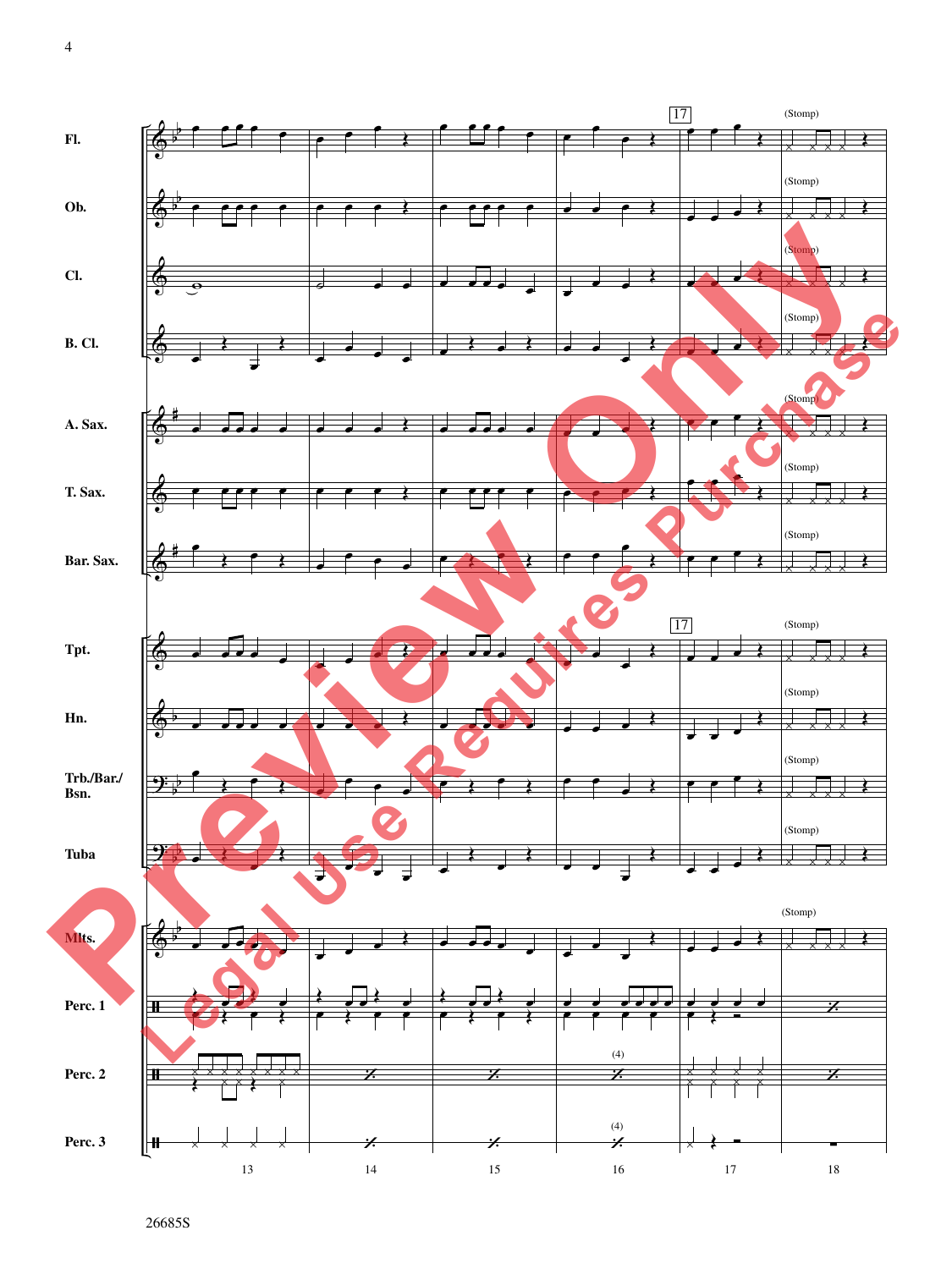Fl.

Ob.

Cl.

B. Cl.

A. Sax.

T. Sax.

Bar. Sax.

Tpt.

Hn.

Trb./Bar./ Bsn.

Tuba

Mlts.

Perc. 1

Perc. 2

Perc. 3

17

(Stomp)

(4)

13 14 15 16 17 18

26685S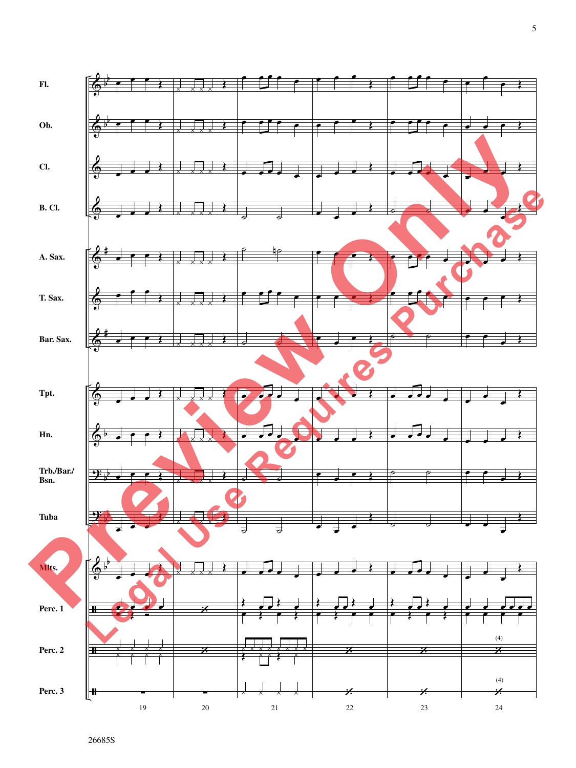Fl.

Ob.

Cl.

B. Cl.

A. Sax.

T. Sax.

Bar. Sax.

Tpt.

Hn.

Trb./Bar./
Bsn.

Tuba

Mlts.

Perc. 1

Perc. 2

Perc. 3

(4)

(4)

19 20 21 22 23 24

Preview Only
Legal Use Requires Purchase

26685S